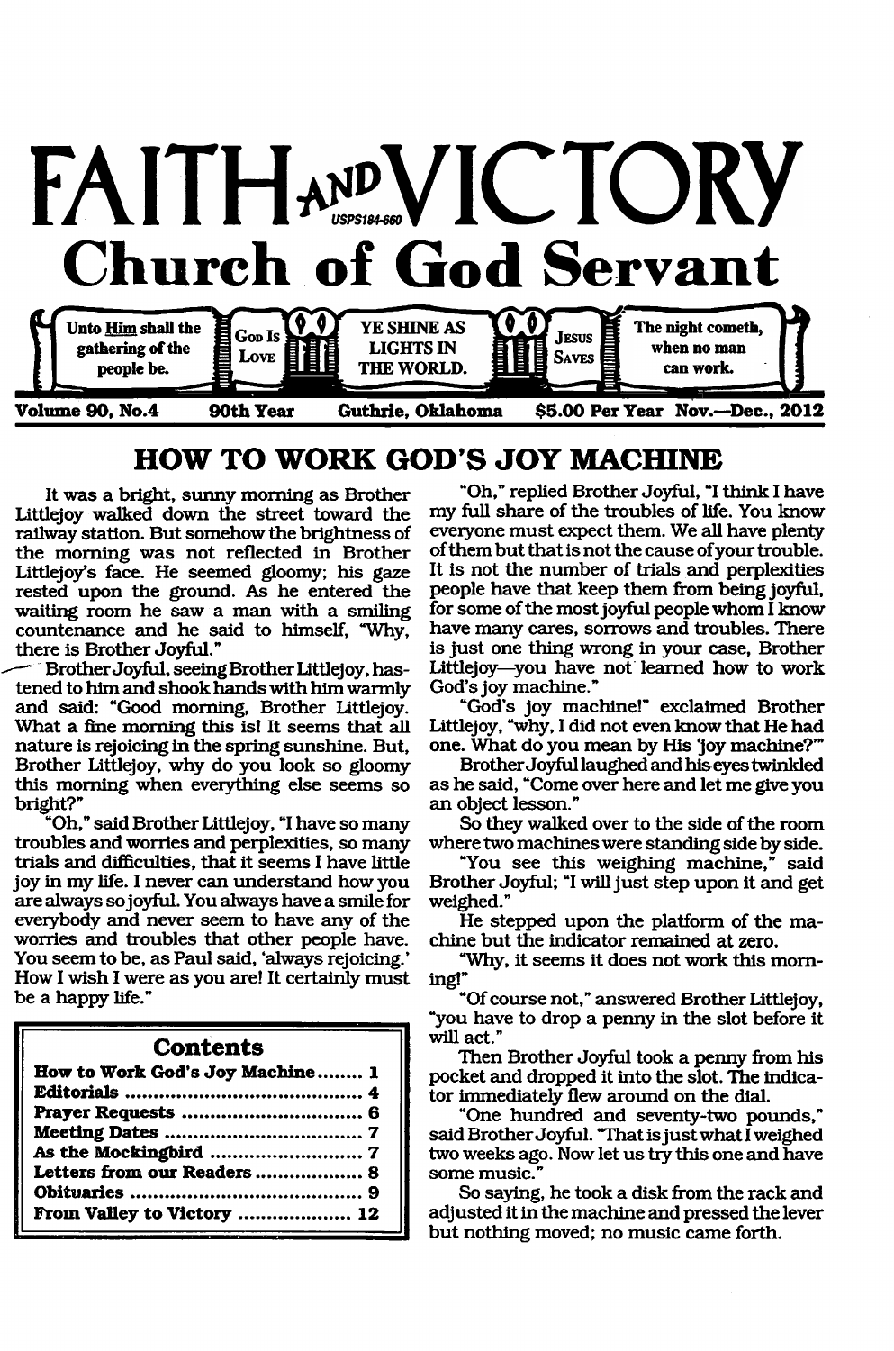# FAITH AND VICTORY

USPS184-660

## Church of God Servant

Unto Him shall the gathering of the people be. | God Is Love | YE SHINE AS LIGHTS IN THE WORLD. | Jesus Saves | The night cometh, when no man can work.

**Volume 90, No.4 — 90th Year — Guthrie, Oklahoma — $5.00 Per Year — Nov.—Dec., 2012**

## HOW TO WORK GOD'S JOY MACHINE

It was a bright, sunny morning as Brother Littlejoy walked down the street toward the railway station. But somehow the brightness of the morning was not reflected in Brother Littlejoy's face. He seemed gloomy; his gaze rested upon the ground. As he entered the waiting room he saw a man with a smiling countenance and he said to himself, "Why, there is Brother Joyful."

Brother Joyful, seeing Brother Littlejoy, hastened to him and shook hands with him warmly and said: "Good morning, Brother Littlejoy. What a fine morning this is! It seems that all nature is rejoicing in the spring sunshine. But, Brother Littlejoy, why do you look so gloomy this morning when everything else seems so bright?"

"Oh," said Brother Littlejoy, "I have so many troubles and worries and perplexities, so many trials and difficulties, that it seems I have little joy in my life. I never can understand how you are always so joyful. You always have a smile for everybody and never seem to have any of the worries and troubles that other people have. You seem to be, as Paul said, 'always rejoicing.' How I wish I were as you are! It certainly must be a happy life."

| Contents | |
|---|---|
| **How to Work God's Joy Machine** | **1** |
| **Editorials** | **4** |
| **Prayer Requests** | **6** |
| **Meeting Dates** | **7** |
| **As the Mockingbird** | **7** |
| **Letters from our Readers** | **8** |
| **Obituaries** | **9** |
| **From Valley to Victory** | **12** |

"Oh," replied Brother Joyful, "I think I have my full share of the troubles of life. You know everyone must expect them. We all have plenty of them but that is not the cause of your trouble. It is not the number of trials and perplexities people have that keep them from being joyful, for some of the most joyful people whom I know have many cares, sorrows and troubles. There is just one thing wrong in your case, Brother Littlejoy—you have not learned how to work God's joy machine."

"God's joy machine!" exclaimed Brother Littlejoy, "why, I did not even know that He had one. What do you mean by His 'joy machine?'"

Brother Joyful laughed and his eyes twinkled as he said, "Come over here and let me give you an object lesson."

So they walked over to the side of the room where two machines were standing side by side.

"You see this weighing machine," said Brother Joyful; "I will just step upon it and get weighed."

He stepped upon the platform of the machine but the indicator remained at zero.

"Why, it seems it does not work this morning!"

"Of course not," answered Brother Littlejoy, "you have to drop a penny in the slot before it will act."

Then Brother Joyful took a penny from his pocket and dropped it into the slot. The indicator immediately flew around on the dial.

"One hundred and seventy-two pounds," said Brother Joyful. "That is just what I weighed two weeks ago. Now let us try this one and have some music."

So saying, he took a disk from the rack and adjusted it in the machine and pressed the lever but nothing moved; no music came forth.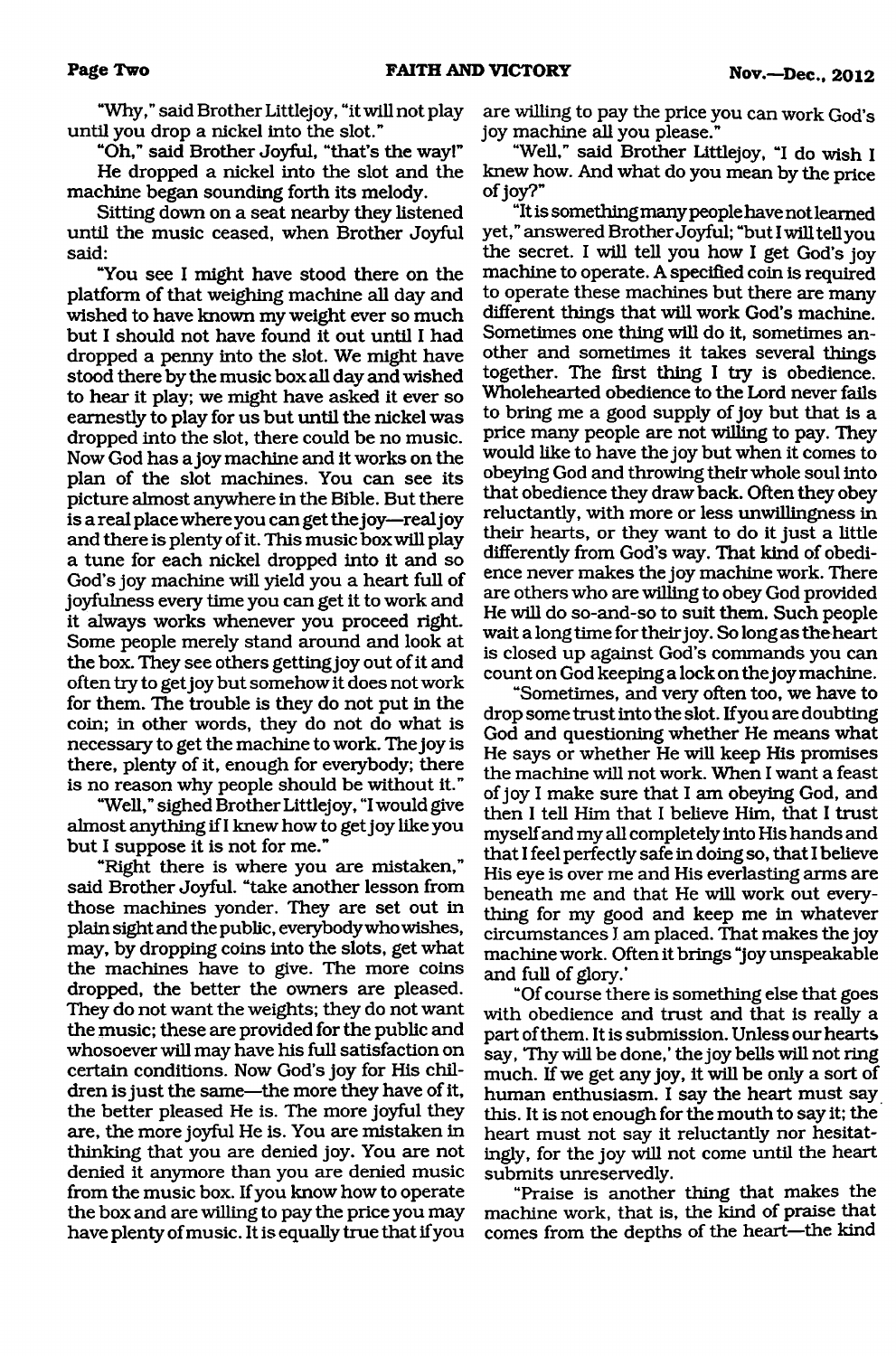"Why," said Brother Littlejoy, "it will not play until you drop a nickel into the slot."

"Oh," said Brother Joyful, "that's the way!"

He dropped a nickel into the slot and the machine began sounding forth its melody.

Sitting down on a seat nearby they listened until the music ceased, when Brother Joyful said:

"You see I might have stood there on the platform of that weighing machine all day and wished to have known my weight ever so much but I should not have found it out until I had dropped a penny into the slot. We might have stood there by the music box all day and wished to hear it play; we might have asked it ever so earnestly to play for us but until the nickel was dropped into the slot, there could be no music. Now God has a joy machine and it works on the plan of the slot machines. You can see its picture almost anywhere in the Bible. But there is a real place where you can get the joy—real joy and there is plenty of it. This music box will play a tune for each nickel dropped into it and so God's joy machine will yield you a heart full of joyfulness every time you can get it to work and it always works whenever you proceed right. Some people merely stand around and look at the box. They see others getting joy out of it and often try to get joy but somehow it does not work for them. The trouble is they do not put in the coin; in other words, they do not do what is necessary to get the machine to work. The joy is there, plenty of it, enough for everybody; there is no reason why people should be without it."

"Well," sighed Brother Littlejoy, "I would give almost anything if I knew how to get joy like you but I suppose it is not for me."

"Right there is where you are mistaken," said Brother Joyful. "take another lesson from those machines yonder. They are set out in plain sight and the public, everybody who wishes, may, by dropping coins into the slots, get what the machines have to give. The more coins dropped, the better the owners are pleased. They do not want the weights; they do not want the music; these are provided for the public and whosoever will may have his full satisfaction on certain conditions. Now God's joy for His children is just the same—the more they have of it, the better pleased He is. The more joyful they are, the more joyful He is. You are mistaken in thinking that you are denied joy. You are not denied it anymore than you are denied music from the music box. If you know how to operate the box and are willing to pay the price you may have plenty of music. It is equally true that if you are willing to pay the price you can work God's joy machine all you please."

"Well," said Brother Littlejoy, "I do wish I knew how. And what do you mean by the price of joy?"

"It is something many people have not learned yet," answered Brother Joyful; "but I will tell you the secret. I will tell you how I get God's joy machine to operate. A specified coin is required to operate these machines but there are many different things that will work God's machine. Sometimes one thing will do it, sometimes another and sometimes it takes several things together. The first thing I try is obedience. Wholehearted obedience to the Lord never fails to bring me a good supply of joy but that is a price many people are not willing to pay. They would like to have the joy but when it comes to obeying God and throwing their whole soul into that obedience they draw back. Often they obey reluctantly, with more or less unwillingness in their hearts, or they want to do it just a little differently from God's way. That kind of obedience never makes the joy machine work. There are others who are willing to obey God provided He will do so-and-so to suit them. Such people wait a long time for their joy. So long as the heart is closed up against God's commands you can count on God keeping a lock on the joy machine.

"Sometimes, and very often too, we have to drop some trust into the slot. If you are doubting God and questioning whether He means what He says or whether He will keep His promises the machine will not work. When I want a feast of joy I make sure that I am obeying God, and then I tell Him that I believe Him, that I trust myself and my all completely into His hands and that I feel perfectly safe in doing so, that I believe His eye is over me and His everlasting arms are beneath me and that He will work out everything for my good and keep me in whatever circumstances I am placed. That makes the joy machine work. Often it brings 'joy unspeakable and full of glory.'

"Of course there is something else that goes with obedience and trust and that is really a part of them. It is submission. Unless our hearts say, 'Thy will be done,' the joy bells will not ring much. If we get any joy, it will be only a sort of human enthusiasm. I say the heart must say this. It is not enough for the mouth to say it; the heart must not say it reluctantly nor hesitatingly, for the joy will not come until the heart submits unreservedly.

"Praise is another thing that makes the machine work, that is, the kind of praise that comes from the depths of the heart—the kind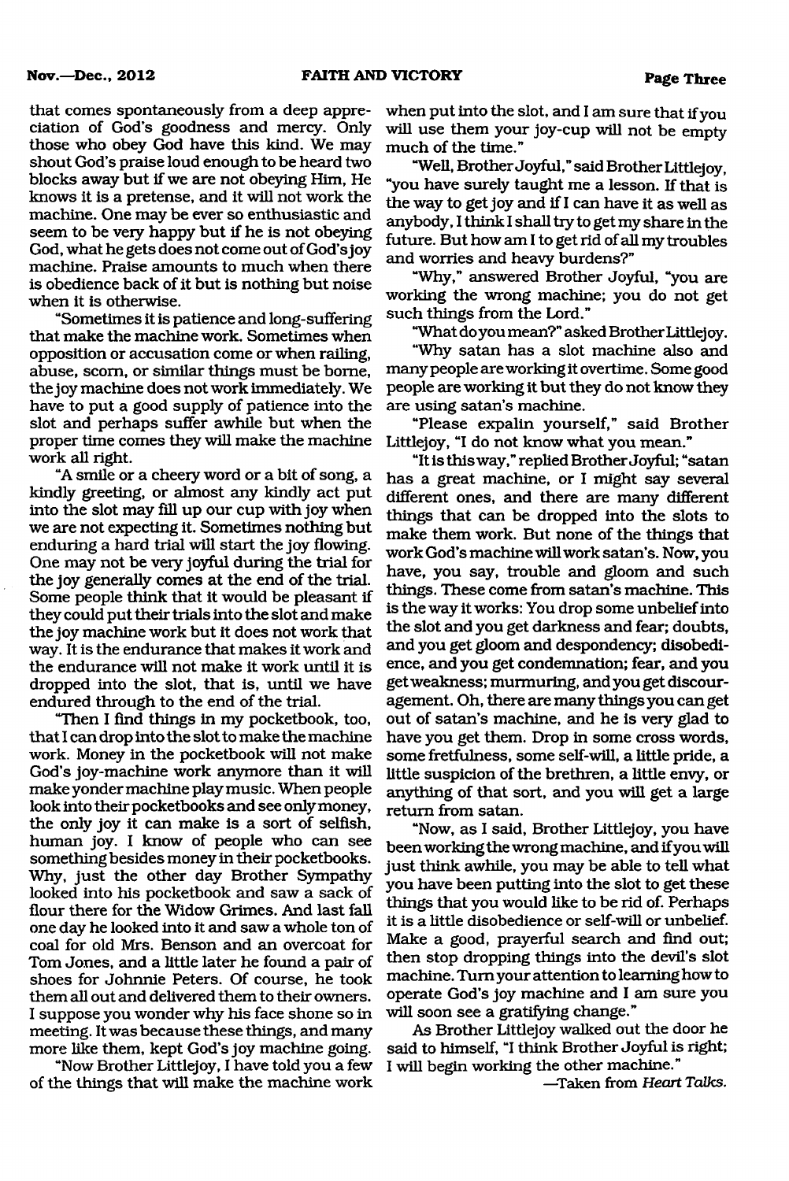that comes spontaneously from a deep appreciation of God's goodness and mercy. Only those who obey God have this kind. We may shout God's praise loud enough to be heard two blocks away but if we are not obeying Him, He knows it is a pretense, and it will not work the machine. One may be ever so enthusiastic and seem to be very happy but if he is not obeying God, what he gets does not come out of God's joy machine. Praise amounts to much when there is obedience back of it but is nothing but noise when it is otherwise.

"Sometimes it is patience and long-suffering that make the machine work. Sometimes when opposition or accusation come or when railing, abuse, scorn, or similar things must be borne, the joy machine does not work immediately. We have to put a good supply of patience into the slot and perhaps suffer awhile but when the proper time comes they will make the machine work all right.

"A smile or a cheery word or a bit of song, a kindly greeting, or almost any kindly act put into the slot may fill up our cup with joy when we are not expecting it. Sometimes nothing but enduring a hard trial will start the joy flowing. One may not be very joyful during the trial for the joy generally comes at the end of the trial. Some people think that it would be pleasant if they could put their trials into the slot and make the joy machine work but it does not work that way. It is the endurance that makes it work and the endurance will not make it work until it is dropped into the slot, that is, until we have endured through to the end of the trial.

"Then I find things in my pocketbook, too, that I can drop into the slot to make the machine work. Money in the pocketbook will not make God's joy-machine work anymore than it will make yonder machine play music. When people look into their pocketbooks and see only money, the only joy it can make is a sort of selfish, human joy. I know of people who can see something besides money in their pocketbooks. Why, just the other day Brother Sympathy looked into his pocketbook and saw a sack of flour there for the Widow Grimes. And last fall one day he looked into it and saw a whole ton of coal for old Mrs. Benson and an overcoat for Tom Jones, and a little later he found a pair of shoes for Johnnie Peters. Of course, he took them all out and delivered them to their owners. I suppose you wonder why his face shone so in meeting. It was because these things, and many more like them, kept God's joy machine going.

"Now Brother Littlejoy, I have told you a few of the things that will make the machine work when put into the slot, and I am sure that if you will use them your joy-cup will not be empty much of the time."

"Well, Brother Joyful," said Brother Littlejoy, "you have surely taught me a lesson. If that is the way to get joy and if I can have it as well as anybody, I think I shall try to get my share in the future. But how am I to get rid of all my troubles and worries and heavy burdens?"

"Why," answered Brother Joyful, "you are working the wrong machine; you do not get such things from the Lord."

"What do you mean?" asked Brother Littlejoy.

"Why satan has a slot machine also and many people are working it overtime. Some good people are working it but they do not know they are using satan's machine.

"Please expalin yourself," said Brother Littlejoy, "I do not know what you mean."

"It is this way," replied Brother Joyful; "satan has a great machine, or I might say several different ones, and there are many different things that can be dropped into the slots to make them work. But none of the things that work God's machine will work satan's. Now, you have, you say, trouble and gloom and such things. These come from satan's machine. This is the way it works: You drop some unbelief into the slot and you get darkness and fear; doubts, and you get gloom and despondency; disobedience, and you get condemnation; fear, and you get weakness; murmuring, and you get discouragement. Oh, there are many things you can get out of satan's machine, and he is very glad to have you get them. Drop in some cross words, some fretfulness, some self-will, a little pride, a little suspicion of the brethren, a little envy, or anything of that sort, and you will get a large return from satan.

"Now, as I said, Brother Littlejoy, you have been working the wrong machine, and if you will just think awhile, you may be able to tell what you have been putting into the slot to get these things that you would like to be rid of. Perhaps it is a little disobedience or self-will or unbelief. Make a good, prayerful search and find out; then stop dropping things into the devil's slot machine. Turn your attention to learning how to operate God's joy machine and I am sure you will soon see a gratifying change."

As Brother Littlejoy walked out the door he said to himself, "I think Brother Joyful is right; I will begin working the other machine."

—Taken from *Heart Talks.*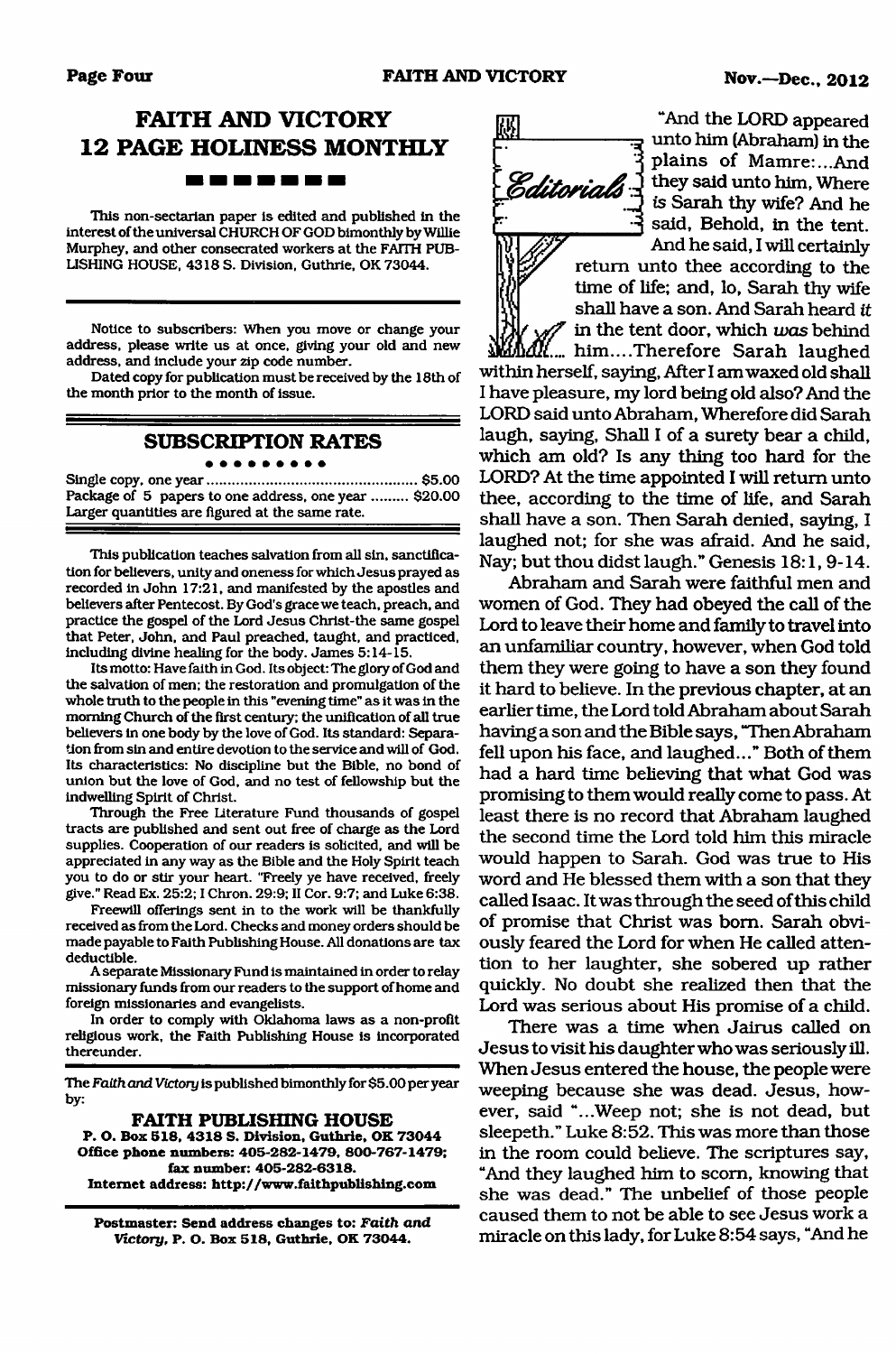# FAITH AND VICTORY 12 PAGE HOLINESS MONTHLY

This non-sectarian paper is edited and published in the interest of the universal CHURCH OF GOD bimonthly by Willie Murphey, and other consecrated workers at the FAITH PUBLISHING HOUSE, 4318 S. Division, Guthrie, OK 73044.

Notice to subscribers: When you move or change your address, please write us at once, giving your old and new address, and include your zip code number.

Dated copy for publication must be received by the 18th of the month prior to the month of issue.

## SUBSCRIPTION RATES

Single copy, one year .......................................... $5.00
Package of 5 papers to one address, one year ......... $20.00
Larger quantities are figured at the same rate.

This publication teaches salvation from all sin, sanctification for believers, unity and oneness for which Jesus prayed as recorded in John 17:21, and manifested by the apostles and believers after Pentecost. By God's grace we teach, preach, and practice the gospel of the Lord Jesus Christ-the same gospel that Peter, John, and Paul preached, taught, and practiced, including divine healing for the body. James 5:14-15.

Its motto: Have faith in God. Its object: The glory of God and the salvation of men; the restoration and promulgation of the whole truth to the people in this "evening time" as it was in the morning Church of the first century; the unification of all true believers in one body by the love of God. Its standard: Separation from sin and entire devotion to the service and will of God. Its characteristics: No discipline but the Bible, no bond of union but the love of God, and no test of fellowship but the indwelling Spirit of Christ.

Through the Free Literature Fund thousands of gospel tracts are published and sent out free of charge as the Lord supplies. Cooperation of our readers is solicited, and will be appreciated in any way as the Bible and the Holy Spirit teach you to do or stir your heart. "Freely ye have received, freely give." Read Ex. 25:2; I Chron. 29:9; II Cor. 9:7; and Luke 6:38.

Freewill offerings sent in to the work will be thankfully received as from the Lord. Checks and money orders should be made payable to Faith Publishing House. All donations are tax deductible.

A separate Missionary Fund is maintained in order to relay missionary funds from our readers to the support of home and foreign missionaries and evangelists.

In order to comply with Oklahoma laws as a non-profit religious work, the Faith Publishing House is incorporated thereunder.

The *Faith and Victory* is published bimonthly for $5.00 per year by:

**FAITH PUBLISHING HOUSE**
**P. O. Box 518, 4318 S. Division, Guthrie, OK 73044**
**Office phone numbers: 405-282-1479, 800-767-1479; fax number: 405-282-6318.**
**Internet address: http://www.faithpublishing.com**

**Postmaster: Send address changes to: *Faith and Victory*, P. O. Box 518, Guthrie, OK 73044.**

## Editorials

"And the LORD appeared unto him (Abraham) in the plains of Mamre:...And they said unto him, Where *is* Sarah thy wife? And he said, Behold, in the tent. And he said, I will certainly return unto thee according to the time of life; and, lo, Sarah thy wife shall have a son. And Sarah heard *it* in the tent door, which *was* behind him....Therefore Sarah laughed within herself, saying, After I am waxed old shall I have pleasure, my lord being old also? And the LORD said unto Abraham, Wherefore did Sarah laugh, saying, Shall I of a surety bear a child, which am old? Is any thing too hard for the LORD? At the time appointed I will return unto thee, according to the time of life, and Sarah shall have a son. Then Sarah denied, saying, I laughed not; for she was afraid. And he said, Nay; but thou didst laugh." Genesis 18:1, 9-14.

Abraham and Sarah were faithful men and women of God. They had obeyed the call of the Lord to leave their home and family to travel into an unfamiliar country, however, when God told them they were going to have a son they found it hard to believe. In the previous chapter, at an earlier time, the Lord told Abraham about Sarah having a son and the Bible says, "Then Abraham fell upon his face, and laughed..." Both of them had a hard time believing that what God was promising to them would really come to pass. At least there is no record that Abraham laughed the second time the Lord told him this miracle would happen to Sarah. God was true to His word and He blessed them with a son that they called Isaac. It was through the seed of this child of promise that Christ was born. Sarah obviously feared the Lord for when He called attention to her laughter, she sobered up rather quickly. No doubt she realized then that the Lord was serious about His promise of a child.

There was a time when Jairus called on Jesus to visit his daughter who was seriously ill. When Jesus entered the house, the people were weeping because she was dead. Jesus, however, said "...Weep not; she is not dead, but sleepeth." Luke 8:52. This was more than those in the room could believe. The scriptures say, "And they laughed him to scorn, knowing that she was dead." The unbelief of those people caused them to not be able to see Jesus work a miracle on this lady, for Luke 8:54 says, "And he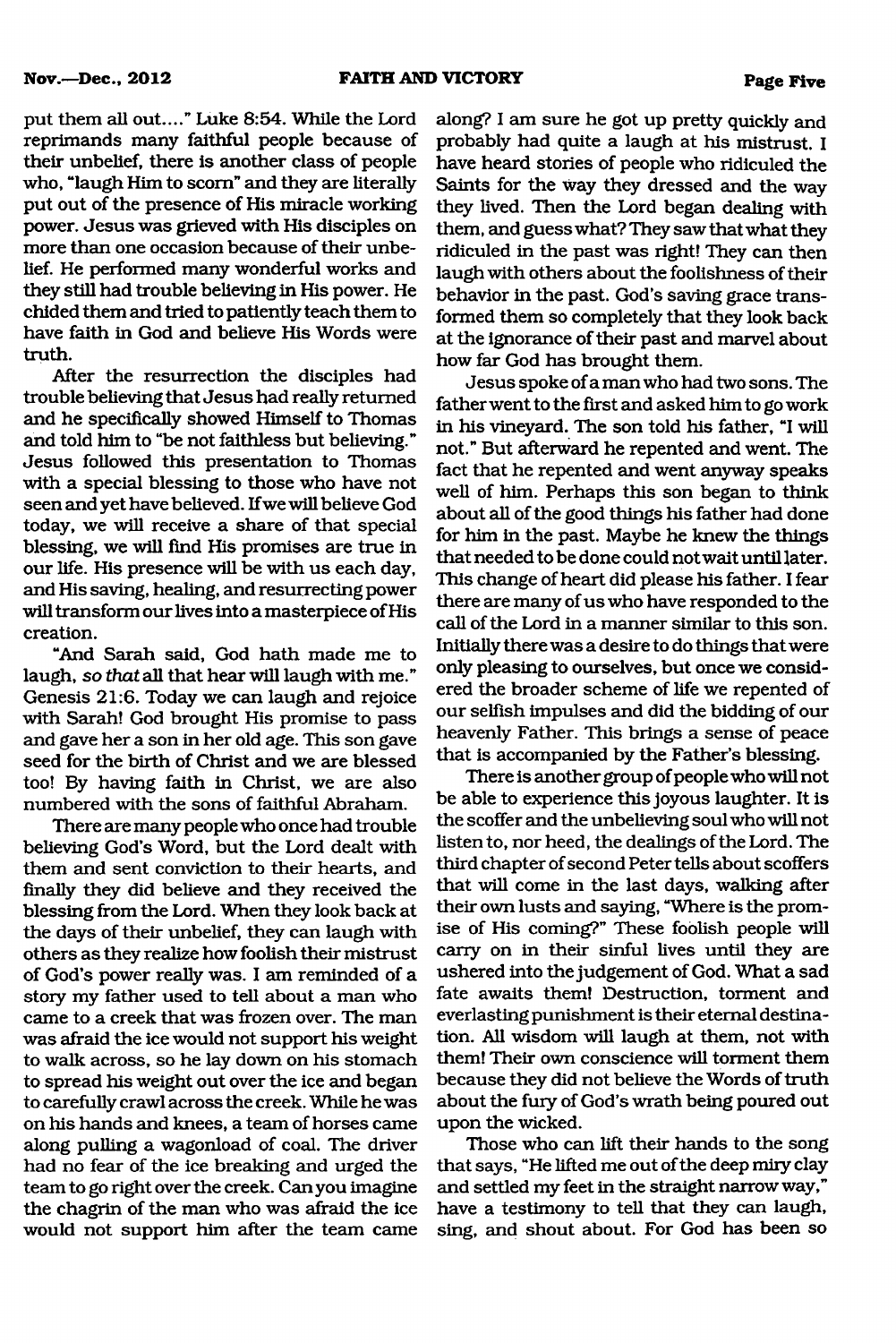put them all out...." Luke 8:54. While the Lord reprimands many faithful people because of their unbelief, there is another class of people who, "laugh Him to scorn" and they are literally put out of the presence of His miracle working power. Jesus was grieved with His disciples on more than one occasion because of their unbelief. He performed many wonderful works and they still had trouble believing in His power. He chided them and tried to patiently teach them to have faith in God and believe His Words were truth.

After the resurrection the disciples had trouble believing that Jesus had really returned and he specifically showed Himself to Thomas and told him to "be not faithless but believing." Jesus followed this presentation to Thomas with a special blessing to those who have not seen and yet have believed. If we will believe God today, we will receive a share of that special blessing, we will find His promises are true in our life. His presence will be with us each day, and His saving, healing, and resurrecting power will transform our lives into a masterpiece of His creation.

"And Sarah said, God hath made me to laugh, *so that* all that hear will laugh with me." Genesis 21:6. Today we can laugh and rejoice with Sarah! God brought His promise to pass and gave her a son in her old age. This son gave seed for the birth of Christ and we are blessed too! By having faith in Christ, we are also numbered with the sons of faithful Abraham.

There are many people who once had trouble believing God's Word, but the Lord dealt with them and sent conviction to their hearts, and finally they did believe and they received the blessing from the Lord. When they look back at the days of their unbelief, they can laugh with others as they realize how foolish their mistrust of God's power really was. I am reminded of a story my father used to tell about a man who came to a creek that was frozen over. The man was afraid the ice would not support his weight to walk across, so he lay down on his stomach to spread his weight out over the ice and began to carefully crawl across the creek. While he was on his hands and knees, a team of horses came along pulling a wagonload of coal. The driver had no fear of the ice breaking and urged the team to go right over the creek. Can you imagine the chagrin of the man who was afraid the ice would not support him after the team came along? I am sure he got up pretty quickly and probably had quite a laugh at his mistrust. I have heard stories of people who ridiculed the Saints for the way they dressed and the way they lived. Then the Lord began dealing with them, and guess what? They saw that what they ridiculed in the past was right! They can then laugh with others about the foolishness of their behavior in the past. God's saving grace transformed them so completely that they look back at the ignorance of their past and marvel about how far God has brought them.

Jesus spoke of a man who had two sons. The father went to the first and asked him to go work in his vineyard. The son told his father, "I will not." But afterward he repented and went. The fact that he repented and went anyway speaks well of him. Perhaps this son began to think about all of the good things his father had done for him in the past. Maybe he knew the things that needed to be done could not wait until later. This change of heart did please his father. I fear there are many of us who have responded to the call of the Lord in a manner similar to this son. Initially there was a desire to do things that were only pleasing to ourselves, but once we considered the broader scheme of life we repented of our selfish impulses and did the bidding of our heavenly Father. This brings a sense of peace that is accompanied by the Father's blessing.

There is another group of people who will not be able to experience this joyous laughter. It is the scoffer and the unbelieving soul who will not listen to, nor heed, the dealings of the Lord. The third chapter of second Peter tells about scoffers that will come in the last days, walking after their own lusts and saying, "Where is the promise of His coming?" These foolish people will carry on in their sinful lives until they are ushered into the judgement of God. What a sad fate awaits them! Destruction, torment and everlasting punishment is their eternal destination. All wisdom will laugh at them, not with them! Their own conscience will torment them because they did not believe the Words of truth about the fury of God's wrath being poured out upon the wicked.

Those who can lift their hands to the song that says, "He lifted me out of the deep miry clay and settled my feet in the straight narrow way," have a testimony to tell that they can laugh, sing, and shout about. For God has been so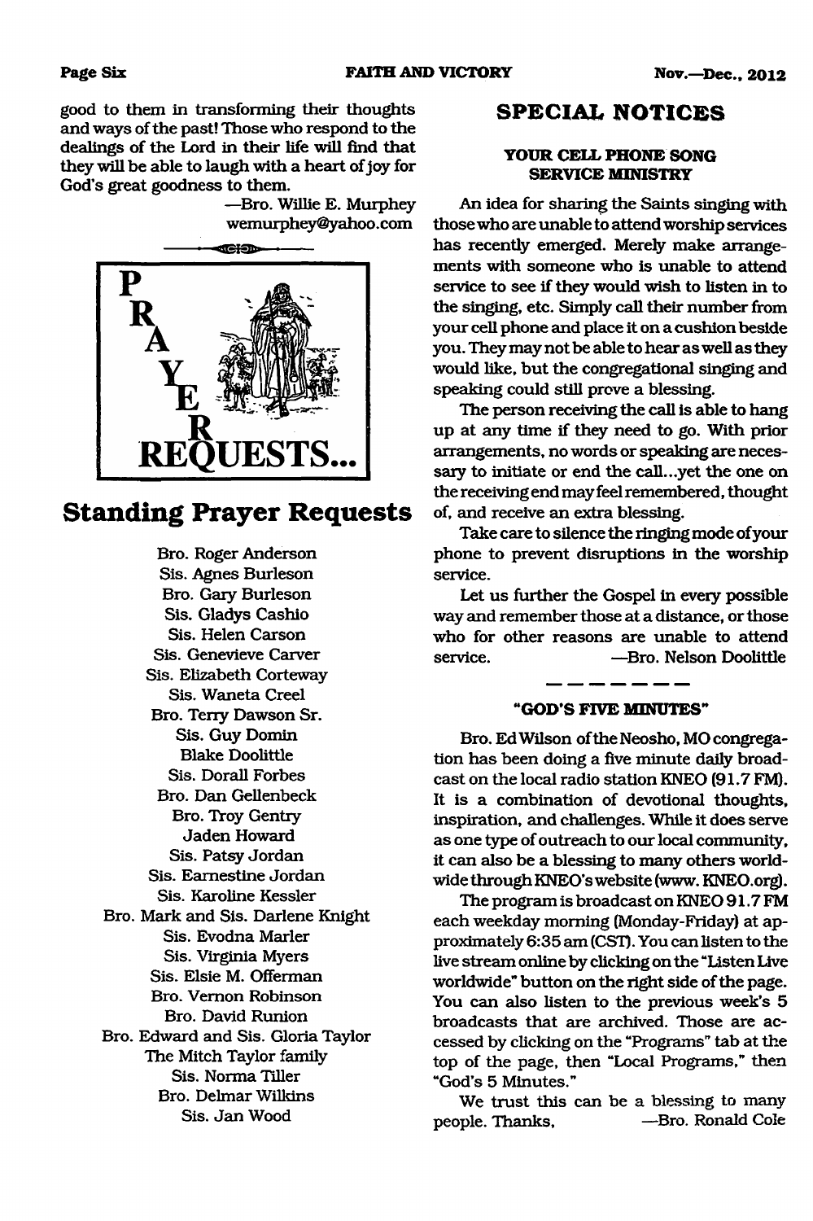good to them in transforming their thoughts and ways of the past! Those who respond to the dealings of the Lord in their life will find that they will be able to laugh with a heart of joy for God's great goodness to them.

—Bro. Willie E. Murphey
wemurphey@yahoo.com

PRAYER REQUESTS...

## Standing Prayer Requests

Bro. Roger Anderson
Sis. Agnes Burleson
Bro. Gary Burleson
Sis. Gladys Cashio
Sis. Helen Carson
Sis. Genevieve Carver
Sis. Elizabeth Corteway
Sis. Waneta Creel
Bro. Terry Dawson Sr.
Sis. Guy Domin
Blake Doolittle
Sis. Dorall Forbes
Bro. Dan Gellenbeck
Bro. Troy Gentry
Jaden Howard
Sis. Patsy Jordan
Sis. Earnestine Jordan
Sis. Karoline Kessler
Bro. Mark and Sis. Darlene Knight
Sis. Evodna Marler
Sis. Virginia Myers
Sis. Elsie M. Offerman
Bro. Vernon Robinson
Bro. David Runion
Bro. Edward and Sis. Gloria Taylor
The Mitch Taylor family
Sis. Norma Tiller
Bro. Delmar Wilkins
Sis. Jan Wood

## SPECIAL NOTICES

### YOUR CELL PHONE SONG SERVICE MINISTRY

An idea for sharing the Saints singing with those who are unable to attend worship services has recently emerged. Merely make arrangements with someone who is unable to attend service to see if they would wish to listen in to the singing, etc. Simply call their number from your cell phone and place it on a cushion beside you. They may not be able to hear as well as they would like, but the congregational singing and speaking could still prove a blessing.

The person receiving the call is able to hang up at any time if they need to go. With prior arrangements, no words or speaking are necessary to initiate or end the call...yet the one on the receiving end may feel remembered, thought of, and receive an extra blessing.

Take care to silence the ringing mode of your phone to prevent disruptions in the worship service.

Let us further the Gospel in every possible way and remember those at a distance, or those who for other reasons are unable to attend service. —Bro. Nelson Doolittle

### "GOD'S FIVE MINUTES"

Bro. Ed Wilson of the Neosho, MO congregation has been doing a five minute daily broadcast on the local radio station KNEO (91.7 FM). It is a combination of devotional thoughts, inspiration, and challenges. While it does serve as one type of outreach to our local community, it can also be a blessing to many others worldwide through KNEO's website (www. KNEO.org).

The program is broadcast on KNEO 91.7 FM each weekday morning (Monday-Friday) at approximately 6:35 am (CST). You can listen to the live stream online by clicking on the "Listen Live worldwide" button on the right side of the page. You can also listen to the previous week's 5 broadcasts that are archived. Those are accessed by clicking on the "Programs" tab at the top of the page, then "Local Programs," then "God's 5 Minutes."

We trust this can be a blessing to many people. Thanks, —Bro. Ronald Cole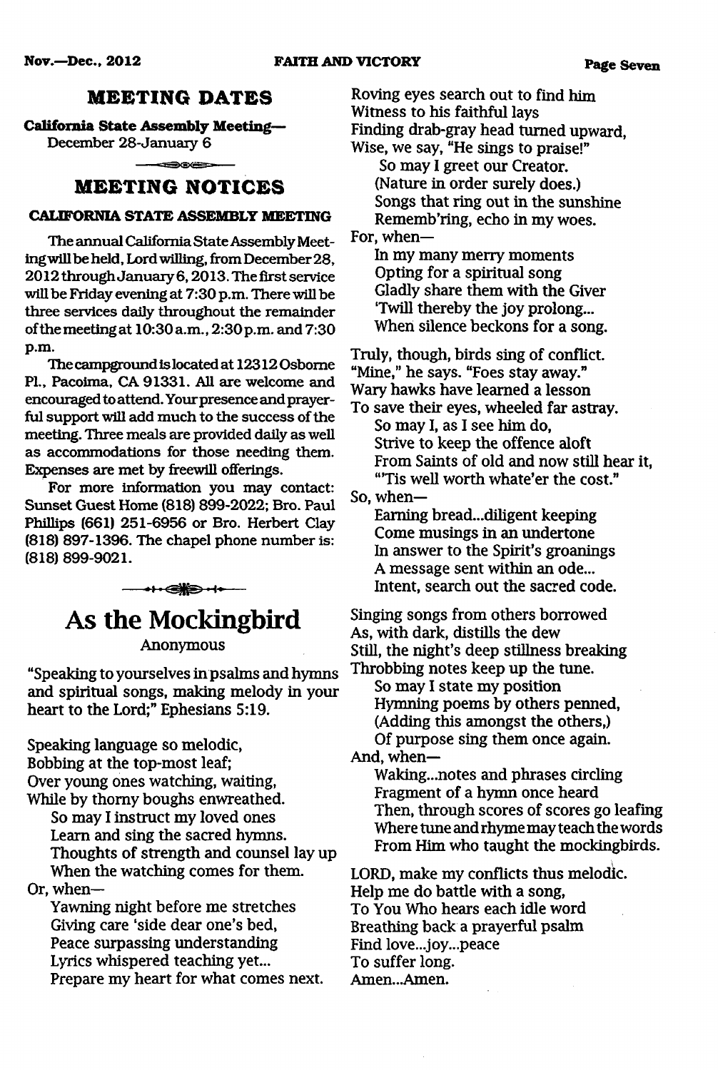## MEETING DATES

**California State Assembly Meeting—**
December 28-January 6

## MEETING NOTICES

### CALIFORNIA STATE ASSEMBLY MEETING

The annual California State Assembly Meeting will be held, Lord willing, from December 28, 2012 through January 6, 2013. The first service will be Friday evening at 7:30 p.m. There will be three services daily throughout the remainder of the meeting at 10:30 a.m., 2:30 p.m. and 7:30 p.m.

The campground is located at 12312 Osborne Pl., Pacoima, CA 91331. All are welcome and encouraged to attend. Your presence and prayerful support will add much to the success of the meeting. Three meals are provided daily as well as accommodations for those needing them. Expenses are met by freewill offerings.

For more information you may contact: Sunset Guest Home (818) 899-2022; Bro. Paul Phillips (661) 251-6956 or Bro. Herbert Clay (818) 897-1396. The chapel phone number is: (818) 899-9021.

# As the Mockingbird

Anonymous

"Speaking to yourselves in psalms and hymns and spiritual songs, making melody in your heart to the Lord;" Ephesians 5:19.

Speaking language so melodic,
Bobbing at the top-most leaf;
Over young ones watching, waiting,
While by thorny boughs enwreathed.
So may I instruct my loved ones
Learn and sing the sacred hymns.
Thoughts of strength and counsel lay up
When the watching comes for them.
Or, when—
Yawning night before me stretches
Giving care 'side dear one's bed,
Peace surpassing understanding
Lyrics whispered teaching yet...
Prepare my heart for what comes next.

Roving eyes search out to find him
Witness to his faithful lays
Finding drab-gray head turned upward,
Wise, we say, "He sings to praise!"
So may I greet our Creator.
(Nature in order surely does.)
Songs that ring out in the sunshine
Rememb'ring, echo in my woes.
For, when—
In my many merry moments
Opting for a spiritual song
Gladly share them with the Giver
'Twill thereby the joy prolong...
When silence beckons for a song.

Truly, though, birds sing of conflict.
"Mine," he says. "Foes stay away."
Wary hawks have learned a lesson
To save their eyes, wheeled far astray.
So may I, as I see him do,
Strive to keep the offence aloft
From Saints of old and now still hear it,
"'Tis well worth whate'er the cost."
So, when—
Earning bread...diligent keeping
Come musings in an undertone
In answer to the Spirit's groanings
A message sent within an ode...
Intent, search out the sacred code.

Singing songs from others borrowed
As, with dark, distills the dew
Still, the night's deep stillness breaking
Throbbing notes keep up the tune.
So may I state my position
Hymning poems by others penned,
(Adding this amongst the others,)
Of purpose sing them once again.
And, when—
Waking...notes and phrases circling
Fragment of a hymn once heard
Then, through scores of scores go leafing
Where tune and rhyme may teach the words
From Him who taught the mockingbirds.

LORD, make my conflicts thus melodic.
Help me do battle with a song,
To You Who hears each idle word
Breathing back a prayerful psalm
Find love...joy...peace
To suffer long.
Amen...Amen.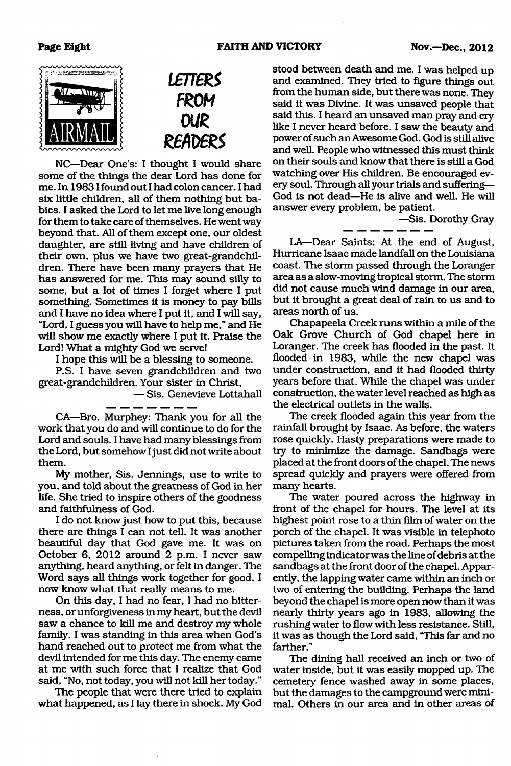# LETTERS FROM OUR READERS

NC—Dear One's: I thought I would share some of the things the dear Lord has done for me. In 1983 I found out I had colon cancer. I had six little children, all of them nothing but babies. I asked the Lord to let me live long enough for them to take care of themselves. He went way beyond that. All of them except one, our oldest daughter, are still living and have children of their own, plus we have two great-grandchildren. There have been many prayers that He has answered for me. This may sound silly to some, but a lot of times I forget where I put something. Sometimes it is money to pay bills and I have no idea where I put it, and I will say, "Lord, I guess you will have to help me," and He will show me exactly where I put it. Praise the Lord! What a mighty God we serve!

I hope this will be a blessing to someone.

P.S. I have seven grandchildren and two great-grandchildren. Your sister in Christ,

— Sis. Genevieve Lottahall

---

CA—Bro. Murphey: Thank you for all the work that you do and will continue to do for the Lord and souls. I have had many blessings from the Lord, but somehow I just did not write about them.

My mother, Sis. Jennings, use to write to you, and told about the greatness of God in her life. She tried to inspire others of the goodness and faithfulness of God.

I do not know just how to put this, because there are things I can not tell. It was another beautiful day that God gave me. It was on October 6, 2012 around 2 p.m. I never saw anything, heard anything, or felt in danger. The Word says all things work together for good. I now know what that really means to me.

On this day, I had no fear, I had no bitterness, or unforgiveness in my heart, but the devil saw a chance to kill me and destroy my whole family. I was standing in this area when God's hand reached out to protect me from what the devil intended for me this day. The enemy came at me with such force that I realize that God said, "No, not today, you will not kill her today."

The people that were there tried to explain what happened, as I lay there in shock. My God stood between death and me. I was helped up and examined. They tried to figure things out from the human side, but there was none. They said it was Divine. It was unsaved people that said this. I heard an unsaved man pray and cry like I never heard before. I saw the beauty and power of such an Awesome God. God is still alive and well. People who witnessed this must think on their souls and know that there is still a God watching over His children. Be encouraged every soul. Through all your trials and suffering—God is not dead—He is alive and well. He will answer every problem, be patient.

—Sis. Dorothy Gray

---

LA—Dear Saints: At the end of August, Hurricane Isaac made landfall on the Louisiana coast. The storm passed through the Loranger area as a slow-moving tropical storm. The storm did not cause much wind damage in our area, but it brought a great deal of rain to us and to areas north of us.

Chapapeela Creek runs within a mile of the Oak Grove Church of God chapel here in Loranger. The creek has flooded in the past. It flooded in 1983, while the new chapel was under construction, and it had flooded thirty years before that. While the chapel was under construction, the water level reached as high as the electrical outlets in the walls.

The creek flooded again this year from the rainfall brought by Isaac. As before, the waters rose quickly. Hasty preparations were made to try to minimize the damage. Sandbags were placed at the front doors of the chapel. The news spread quickly and prayers were offered from many hearts.

The water poured across the highway in front of the chapel for hours. The level at its highest point rose to a thin film of water on the porch of the chapel. It was visible in telephoto pictures taken from the road. Perhaps the most compelling indicator was the line of debris at the sandbags at the front door of the chapel. Apparently, the lapping water came within an inch or two of entering the building. Perhaps the land beyond the chapel is more open now than it was nearly thirty years ago in 1983, allowing the rushing water to flow with less resistance. Still, it was as though the Lord said, "This far and no farther."

The dining hall received an inch or two of water inside, but it was easily mopped up. The cemetery fence washed away in some places, but the damages to the campground were minimal. Others in our area and in other areas of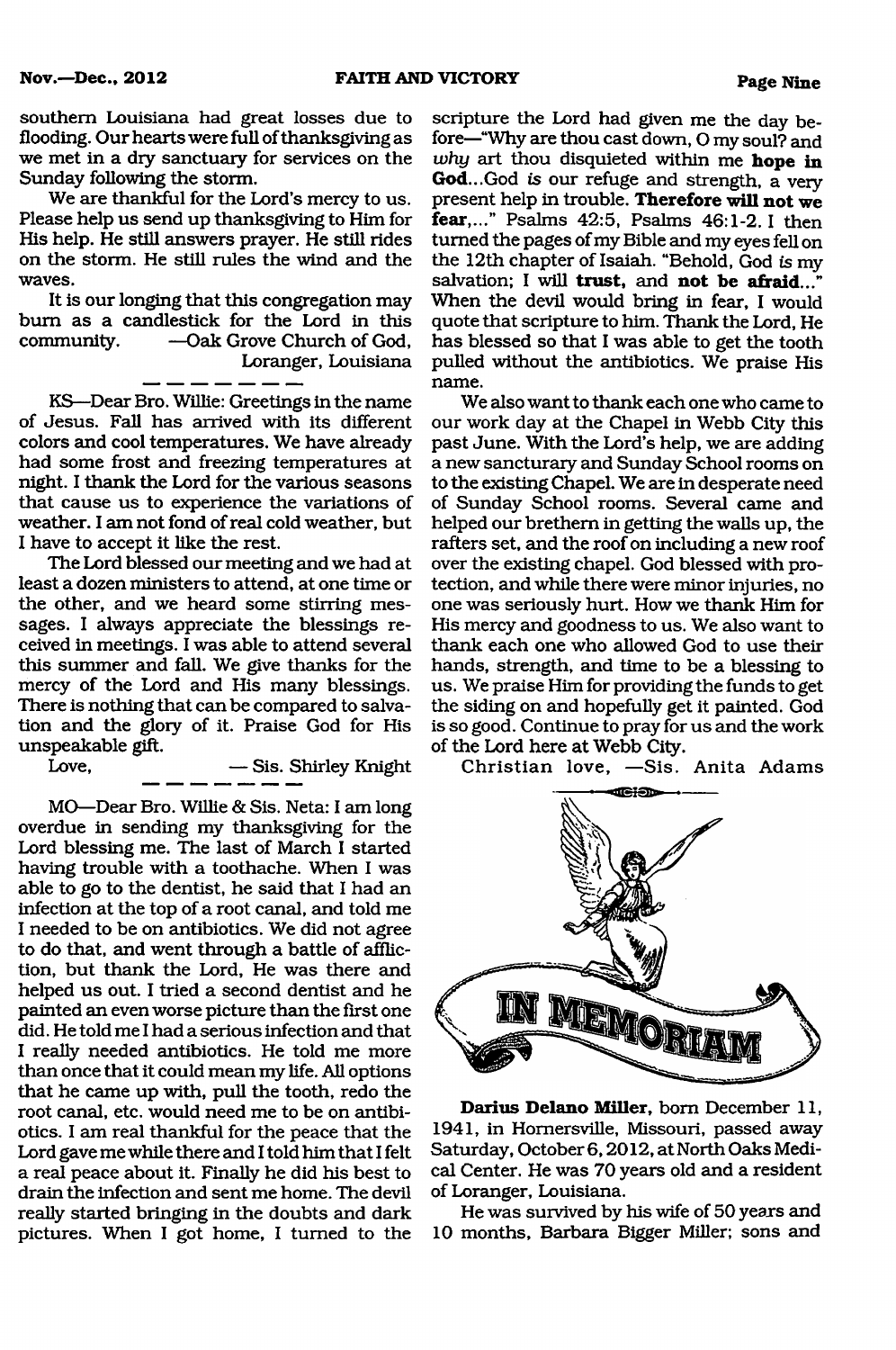southern Louisiana had great losses due to flooding. Our hearts were full of thanksgiving as we met in a dry sanctuary for services on the Sunday following the storm.

We are thankful for the Lord's mercy to us. Please help us send up thanksgiving to Him for His help. He still answers prayer. He still rides on the storm. He still rules the wind and the waves.

It is our longing that this congregation may burn as a candlestick for the Lord in this community. —Oak Grove Church of God, Loranger, Louisiana

---

KS—Dear Bro. Willie: Greetings in the name of Jesus. Fall has arrived with its different colors and cool temperatures. We have already had some frost and freezing temperatures at night. I thank the Lord for the various seasons that cause us to experience the variations of weather. I am not fond of real cold weather, but I have to accept it like the rest.

The Lord blessed our meeting and we had at least a dozen ministers to attend, at one time or the other, and we heard some stirring messages. I always appreciate the blessings received in meetings. I was able to attend several this summer and fall. We give thanks for the mercy of the Lord and His many blessings. There is nothing that can be compared to salvation and the glory of it. Praise God for His unspeakable gift.

Love, — Sis. Shirley Knight

---

MO—Dear Bro. Willie & Sis. Neta: I am long overdue in sending my thanksgiving for the Lord blessing me. The last of March I started having trouble with a toothache. When I was able to go to the dentist, he said that I had an infection at the top of a root canal, and told me I needed to be on antibiotics. We did not agree to do that, and went through a battle of affliction, but thank the Lord, He was there and helped us out. I tried a second dentist and he painted an even worse picture than the first one did. He told me I had a serious infection and that I really needed antibiotics. He told me more than once that it could mean my life. All options that he came up with, pull the tooth, redo the root canal, etc. would need me to be on antibiotics. I am real thankful for the peace that the Lord gave me while there and I told him that I felt a real peace about it. Finally he did his best to drain the infection and sent me home. The devil really started bringing in the doubts and dark pictures. When I got home, I turned to the scripture the Lord had given me the day before—"Why are thou cast down, O my soul? and *why* art thou disquieted within me **hope in God**...God *is* our refuge and strength, a very present help in trouble. **Therefore will not we fear,**..." Psalms 42:5, Psalms 46:1-2. I then turned the pages of my Bible and my eyes fell on the 12th chapter of Isaiah. "Behold, God *is* my salvation; I will **trust,** and **not be afraid...**" When the devil would bring in fear, I would quote that scripture to him. Thank the Lord, He has blessed so that I was able to get the tooth pulled without the antibiotics. We praise His name.

We also want to thank each one who came to our work day at the Chapel in Webb City this past June. With the Lord's help, we are adding a new sanctuary and Sunday School rooms on to the existing Chapel. We are in desperate need of Sunday School rooms. Several came and helped our brethern in getting the walls up, the rafters set, and the roof on including a new roof over the existing chapel. God blessed with protection, and while there were minor injuries, no one was seriously hurt. How we thank Him for His mercy and goodness to us. We also want to thank each one who allowed God to use their hands, strength, and time to be a blessing to us. We praise Him for providing the funds to get the siding on and hopefully get it painted. God is so good. Continue to pray for us and the work of the Lord here at Webb City.

Christian love, —Sis. Anita Adams

## IN MEMORIAM

**Darius Delano Miller**, born December 11, 1941, in Hornersville, Missouri, passed away Saturday, October 6, 2012, at North Oaks Medical Center. He was 70 years old and a resident of Loranger, Louisiana.

He was survived by his wife of 50 years and 10 months, Barbara Bigger Miller; sons and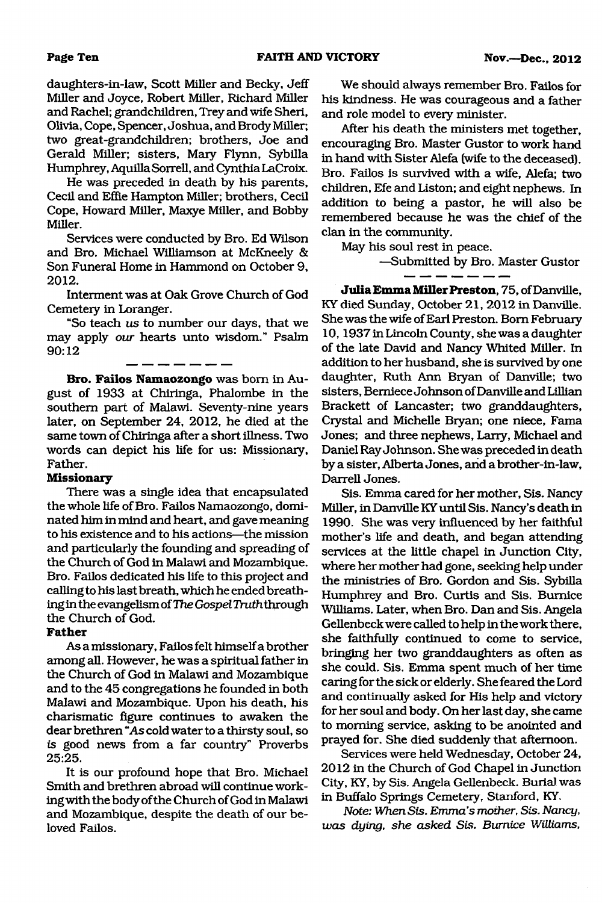daughters-in-law, Scott Miller and Becky, Jeff Miller and Joyce, Robert Miller, Richard Miller and Rachel; grandchildren, Trey and wife Sheri, Olivia, Cope, Spencer, Joshua, and Brody Miller; two great-grandchildren; brothers, Joe and Gerald Miller; sisters, Mary Flynn, Sybilla Humphrey, Aquilla Sorrell, and Cynthia LaCroix.

He was preceded in death by his parents, Cecil and Effie Hampton Miller; brothers, Cecil Cope, Howard Miller, Maxye Miller, and Bobby Miller.

Services were conducted by Bro. Ed Wilson and Bro. Michael Williamson at McKneely & Son Funeral Home in Hammond on October 9, 2012.

Interment was at Oak Grove Church of God Cemetery in Loranger.

"So teach *us* to number our days, that we may apply *our* hearts unto wisdom." Psalm 90:12

— — — — — — —

**Bro. Failos Namaozongo** was born in August of 1933 at Chiringa, Phalombe in the southern part of Malawi. Seventy-nine years later, on September 24, 2012, he died at the same town of Chiringa after a short illness. Two words can depict his life for us: Missionary, Father.

**Missionary**

There was a single idea that encapsulated the whole life of Bro. Failos Namaozongo, dominated him in mind and heart, and gave meaning to his existence and to his actions—the mission and particularly the founding and spreading of the Church of God in Malawi and Mozambique. Bro. Failos dedicated his life to this project and calling to his last breath, which he ended breathing in the evangelism of *The Gospel Truth* through the Church of God.

**Father**

As a missionary, Failos felt himself a brother among all. However, he was a spiritual father in the Church of God in Malawi and Mozambique and to the 45 congregations he founded in both Malawi and Mozambique. Upon his death, his charismatic figure continues to awaken the dear brethren "*As* cold water to a thirsty soul, so *is* good news from a far country" Proverbs 25:25.

It is our profound hope that Bro. Michael Smith and brethren abroad will continue working with the body of the Church of God in Malawi and Mozambique, despite the death of our beloved Failos.

We should always remember Bro. Failos for his kindness. He was courageous and a father and role model to every minister.

After his death the ministers met together, encouraging Bro. Master Gustor to work hand in hand with Sister Alefa (wife to the deceased). Bro. Failos is survived with a wife, Alefa; two children, Efe and Liston; and eight nephews. In addition to being a pastor, he will also be remembered because he was the chief of the clan in the community.

May his soul rest in peace.

—Submitted by Bro. Master Gustor

— — — — — — —

**Julia Emma Miller Preston**, 75, of Danville, KY died Sunday, October 21, 2012 in Danville. She was the wife of Earl Preston. Born February 10, 1937 in Lincoln County, she was a daughter of the late David and Nancy Whited Miller. In addition to her husband, she is survived by one daughter, Ruth Ann Bryan of Danville; two sisters, Berniece Johnson of Danville and Lillian Brackett of Lancaster; two granddaughters, Crystal and Michelle Bryan; one niece, Fama Jones; and three nephews, Larry, Michael and Daniel Ray Johnson. She was preceded in death by a sister, Alberta Jones, and a brother-in-law, Darrell Jones.

Sis. Emma cared for her mother, Sis. Nancy Miller, in Danville KY until Sis. Nancy's death in 1990. She was very influenced by her faithful mother's life and death, and began attending services at the little chapel in Junction City, where her mother had gone, seeking help under the ministries of Bro. Gordon and Sis. Sybilla Humphrey and Bro. Curtis and Sis. Burnice Williams. Later, when Bro. Dan and Sis. Angela Gellenbeck were called to help in the work there, she faithfully continued to come to service, bringing her two granddaughters as often as she could. Sis. Emma spent much of her time caring for the sick or elderly. She feared the Lord and continually asked for His help and victory for her soul and body. On her last day, she came to morning service, asking to be anointed and prayed for. She died suddenly that afternoon.

Services were held Wednesday, October 24, 2012 in the Church of God Chapel in Junction City, KY, by Sis. Angela Gellenbeck. Burial was in Buffalo Springs Cemetery, Stanford, KY.

*Note: When Sis. Emma's mother, Sis. Nancy, was dying, she asked Sis. Burnice Williams,*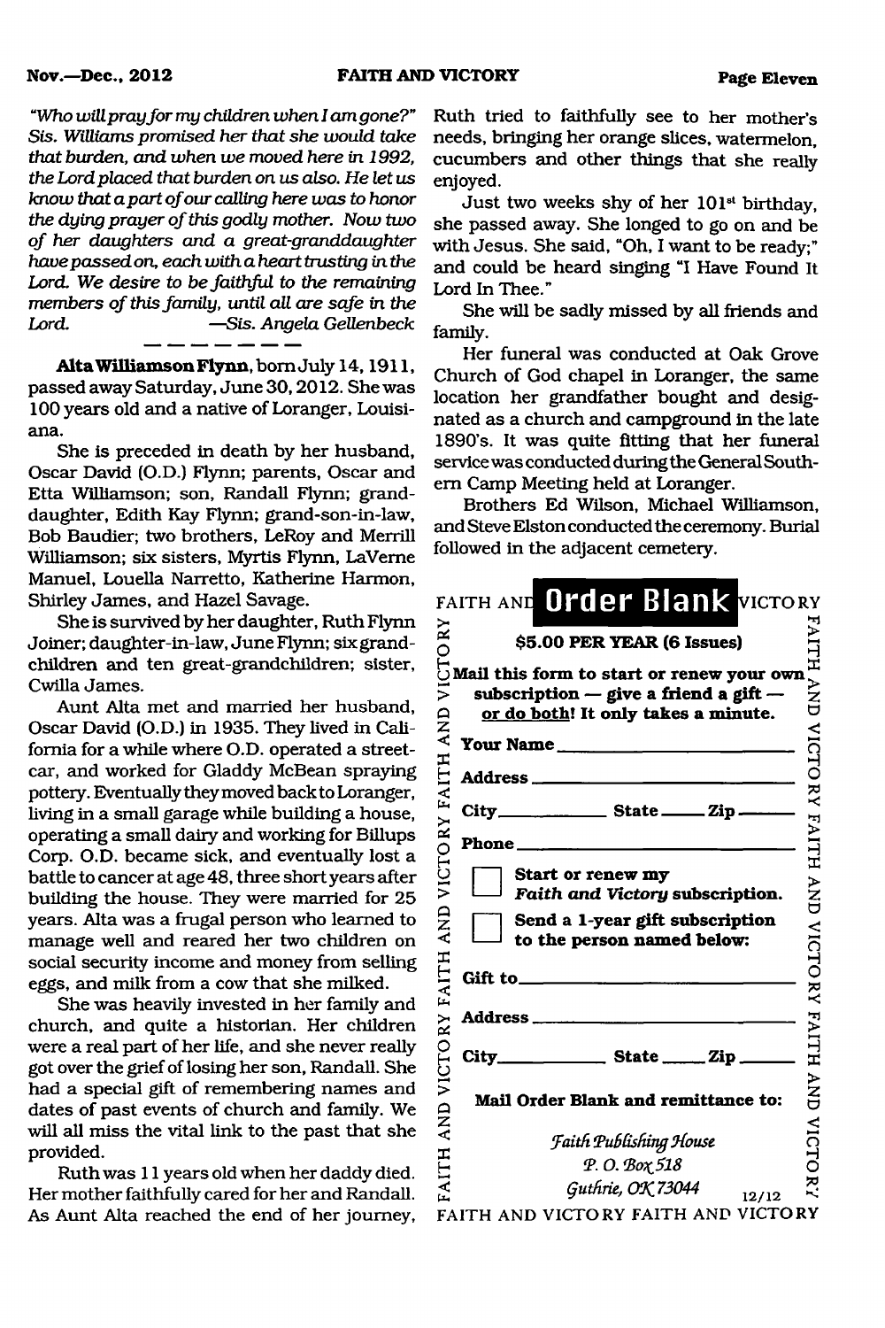*"Who will pray for my children when I am gone?" Sis. Williams promised her that she would take that burden, and when we moved here in 1992, the Lord placed that burden on us also. He let us know that a part of our calling here was to honor the dying prayer of this godly mother. Now two of her daughters and a great-granddaughter have passed on, each with a heart trusting in the Lord. We desire to be faithful to the remaining members of this family, until all are safe in the Lord.* —*Sis. Angela Gellenbeck*

— — — — — — —

**Alta Williamson Flynn**, born July 14, 1911, passed away Saturday, June 30, 2012. She was 100 years old and a native of Loranger, Louisiana.

She is preceded in death by her husband, Oscar David (O.D.) Flynn; parents, Oscar and Etta Williamson; son, Randall Flynn; granddaughter, Edith Kay Flynn; grand-son-in-law, Bob Baudier; two brothers, LeRoy and Merrill Williamson; six sisters, Myrtis Flynn, LaVerne Manuel, Louella Narretto, Katherine Harmon, Shirley James, and Hazel Savage.

She is survived by her daughter, Ruth Flynn Joiner; daughter-in-law, June Flynn; six grandchildren and ten great-grandchildren; sister, Cwilla James.

Aunt Alta met and married her husband, Oscar David (O.D.) in 1935. They lived in California for a while where O.D. operated a streetcar, and worked for Gladdy McBean spraying pottery. Eventually they moved back to Loranger, living in a small garage while building a house, operating a small dairy and working for Billups Corp. O.D. became sick, and eventually lost a battle to cancer at age 48, three short years after building the house. They were married for 25 years. Alta was a frugal person who learned to manage well and reared her two children on social security income and money from selling eggs, and milk from a cow that she milked.

She was heavily invested in her family and church, and quite a historian. Her children were a real part of her life, and she never really got over the grief of losing her son, Randall. She had a special gift of remembering names and dates of past events of church and family. We will all miss the vital link to the past that she provided.

Ruth was 11 years old when her daddy died. Her mother faithfully cared for her and Randall. As Aunt Alta reached the end of her journey, Ruth tried to faithfully see to her mother's needs, bringing her orange slices, watermelon, cucumbers and other things that she really enjoyed.

Just two weeks shy of her 101st birthday, she passed away. She longed to go on and be with Jesus. She said, "Oh, I want to be ready;" and could be heard singing "I Have Found It Lord In Thee."

She will be sadly missed by all friends and family.

Her funeral was conducted at Oak Grove Church of God chapel in Loranger, the same location her grandfather bought and designated as a church and campground in the late 1890's. It was quite fitting that her funeral service was conducted during the General Southern Camp Meeting held at Loranger.

Brothers Ed Wilson, Michael Williamson, and Steve Elston conducted the ceremony. Burial followed in the adjacent cemetery.

## Order Blank

**$5.00 PER YEAR (6 Issues)**

**Mail this form to start or renew your own subscription — give a friend a gift — or do both! It only takes a minute.**

**Your Name** ____________________

**Address** ____________________

**City** ________ **State** ____ **Zip** ____

**Phone** ____________________

☐ **Start or renew my *Faith and Victory* subscription.**

☐ **Send a 1-year gift subscription to the person named below:**

**Gift to** ____________________

**Address** ____________________

**City** ________ **State** ____ **Zip** ____

**Mail Order Blank and remittance to:**

*Faith Publishing House*
*P. O. Box 518*
*Guthrie, OK 73044*

12/12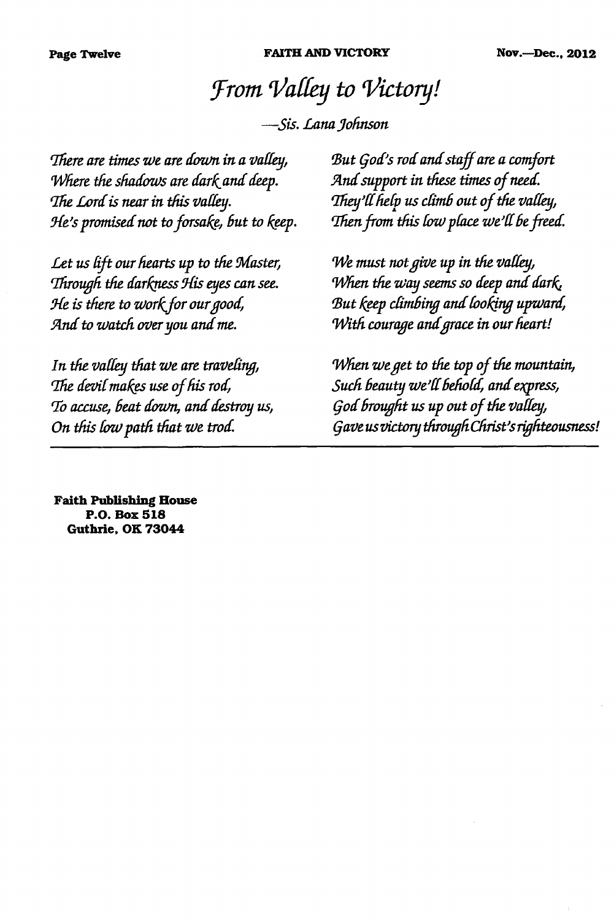# *From Valley to Victory!*

*—Sis. Lana Johnson*

*There are times we are down in a valley,*
*Where the shadows are dark and deep.*
*The Lord is near in this valley.*
*He's promised not to forsake, but to keep.*

*Let us lift our hearts up to the Master,*
*Through the darkness His eyes can see.*
*He is there to work for our good,*
*And to watch over you and me.*

*In the valley that we are traveling,*
*The devil makes use of his rod,*
*To accuse, beat down, and destroy us,*
*On this low path that we trod.*

*But God's rod and staff are a comfort*
*And support in these times of need.*
*They'll help us climb out of the valley,*
*Then from this low place we'll be freed.*

*We must not give up in the valley,*
*When the way seems so deep and dark,*
*But keep climbing and looking upward,*
*With courage and grace in our heart!*

*When we get to the top of the mountain,*
*Such beauty we'll behold, and express,*
*God brought us up out of the valley,*
*Gave us victory through Christ's righteousness!*

---

**Faith Publishing House**
**P.O. Box 518**
**Guthrie, OK 73044**